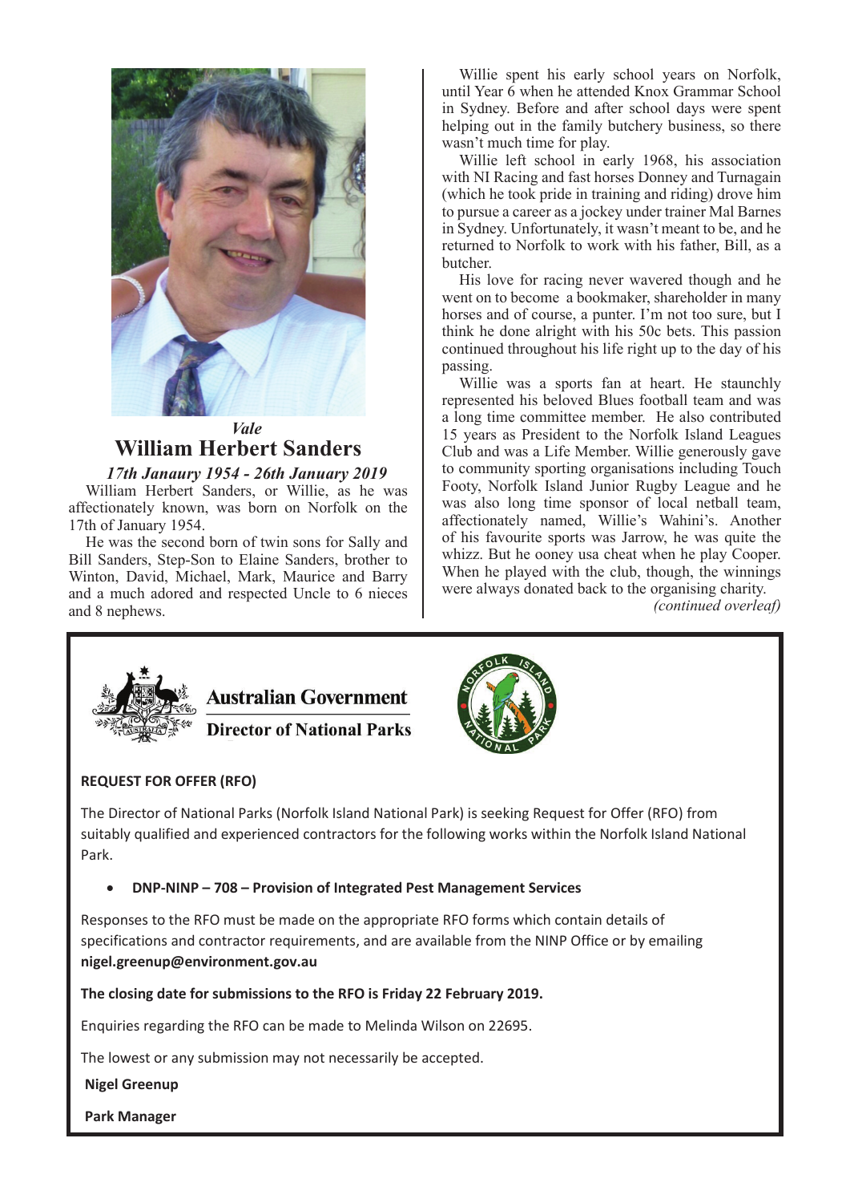*Vale*

# William Herbert Sanders

***17th Janaury 1954 - 26th January 2019***

William Herbert Sanders, or Willie, as he was affectionately known, was born on Norfolk on the 17th of January 1954.

He was the second born of twin sons for Sally and Bill Sanders, Step-Son to Elaine Sanders, brother to Winton, David, Michael, Mark, Maurice and Barry and a much adored and respected Uncle to 6 nieces and 8 nephews.

Willie spent his early school years on Norfolk, until Year 6 when he attended Knox Grammar School in Sydney. Before and after school days were spent helping out in the family butchery business, so there wasn't much time for play.

Willie left school in early 1968, his association with NI Racing and fast horses Donney and Turnagain (which he took pride in training and riding) drove him to pursue a career as a jockey under trainer Mal Barnes in Sydney. Unfortunately, it wasn't meant to be, and he returned to Norfolk to work with his father, Bill, as a butcher.

His love for racing never wavered though and he went on to become a bookmaker, shareholder in many horses and of course, a punter. I'm not too sure, but I think he done alright with his 50c bets. This passion continued throughout his life right up to the day of his passing.

Willie was a sports fan at heart. He staunchly represented his beloved Blues football team and was a long time committee member. He also contributed 15 years as President to the Norfolk Island Leagues Club and was a Life Member. Willie generously gave to community sporting organisations including Touch Footy, Norfolk Island Junior Rugby League and he was also long time sponsor of local netball team, affectionately named, Willie's Wahini's. Another of his favourite sports was Jarrow, he was quite the whizz. But he ooney usa cheat when he play Cooper. When he played with the club, though, the winnings were always donated back to the organising charity.

*(continued overleaf)*

---

**Australian Government**

**Director of National Parks**

NORFOLK ISLAND NATIONAL PARK

**REQUEST FOR OFFER (RFO)**

The Director of National Parks (Norfolk Island National Park) is seeking Request for Offer (RFO) from suitably qualified and experienced contractors for the following works within the Norfolk Island National Park.

- **DNP-NINP – 708 – Provision of Integrated Pest Management Services**

Responses to the RFO must be made on the appropriate RFO forms which contain details of specifications and contractor requirements, and are available from the NINP Office or by emailing **nigel.greenup@environment.gov.au**

**The closing date for submissions to the RFO is Friday 22 February 2019.**

Enquiries regarding the RFO can be made to Melinda Wilson on 22695.

The lowest or any submission may not necessarily be accepted.

**Nigel Greenup**

**Park Manager**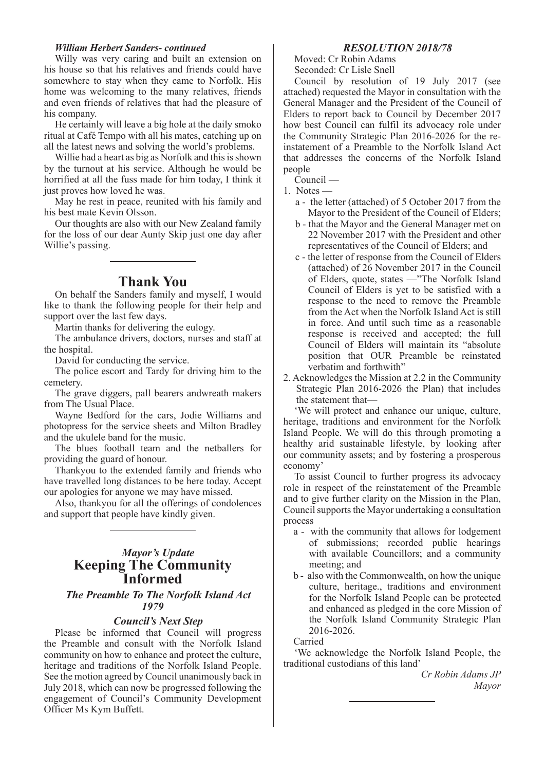*William Herbert Sanders- continued*

Willy was very caring and built an extension on his house so that his relatives and friends could have somewhere to stay when they came to Norfolk. His home was welcoming to the many relatives, friends and even friends of relatives that had the pleasure of his company.

He certainly will leave a big hole at the daily smoko ritual at Café Tempo with all his mates, catching up on all the latest news and solving the world's problems.

Willie had a heart as big as Norfolk and this is shown by the turnout at his service. Although he would be horrified at all the fuss made for him today, I think it just proves how loved he was.

May he rest in peace, reunited with his family and his best mate Kevin Olsson.

Our thoughts are also with our New Zealand family for the loss of our dear Aunty Skip just one day after Willie's passing.

## Thank You

On behalf the Sanders family and myself, I would like to thank the following people for their help and support over the last few days.

Martin thanks for delivering the eulogy.

The ambulance drivers, doctors, nurses and staff at the hospital.

David for conducting the service.

The police escort and Tardy for driving him to the cemetery.

The grave diggers, pall bearers andwreath makers from The Usual Place.

Wayne Bedford for the cars, Jodie Williams and photopress for the service sheets and Milton Bradley and the ukulele band for the music.

The blues football team and the netballers for providing the guard of honour.

Thankyou to the extended family and friends who have travelled long distances to be here today. Accept our apologies for anyone we may have missed.

Also, thankyou for all the offerings of condolences and support that people have kindly given.

*Mayor's Update*

## Keeping The Community Informed

### *The Preamble To The Norfolk Island Act 1979*

#### *Council's Next Step*

Please be informed that Council will progress the Preamble and consult with the Norfolk Island community on how to enhance and protect the culture, heritage and traditions of the Norfolk Island People. See the motion agreed by Council unanimously back in July 2018, which can now be progressed following the engagement of Council's Community Development Officer Ms Kym Buffett.

#### *RESOLUTION 2018/78*

Moved: Cr Robin Adams

Seconded: Cr Lisle Snell

Council by resolution of 19 July 2017 (see attached) requested the Mayor in consultation with the General Manager and the President of the Council of Elders to report back to Council by December 2017 how best Council can fulfil its advocacy role under the Community Strategic Plan 2016-2026 for the re-instatement of a Preamble to the Norfolk Island Act that addresses the concerns of the Norfolk Island people

Council —

1. Notes —
   a - the letter (attached) of 5 October 2017 from the Mayor to the President of the Council of Elders;
   b - that the Mayor and the General Manager met on 22 November 2017 with the President and other representatives of the Council of Elders; and
   c - the letter of response from the Council of Elders (attached) of 26 November 2017 in the Council of Elders, quote, states —"The Norfolk Island Council of Elders is yet to be satisfied with a response to the need to remove the Preamble from the Act when the Norfolk Island Act is still in force. And until such time as a reasonable response is received and accepted; the full Council of Elders will maintain its "absolute position that OUR Preamble be reinstated verbatim and forthwith"
2. Acknowledges the Mission at 2.2 in the Community Strategic Plan 2016-2026 the Plan) that includes the statement that—

'We will protect and enhance our unique, culture, heritage, traditions and environment for the Norfolk Island People. We will do this through promoting a healthy arid sustainable lifestyle, by looking after our community assets; and by fostering a prosperous economy'

To assist Council to further progress its advocacy role in respect of the reinstatement of the Preamble and to give further clarity on the Mission in the Plan, Council supports the Mayor undertaking a consultation process

a - with the community that allows for lodgement of submissions; recorded public hearings with available Councillors; and a community meeting; and

b - also with the Commonwealth, on how the unique culture, heritage., traditions and environment for the Norfolk Island People can be protected and enhanced as pledged in the core Mission of the Norfolk Island Community Strategic Plan 2016-2026.

Carried

'We acknowledge the Norfolk Island People, the traditional custodians of this land'

*Cr Robin Adams JP*
*Mayor*